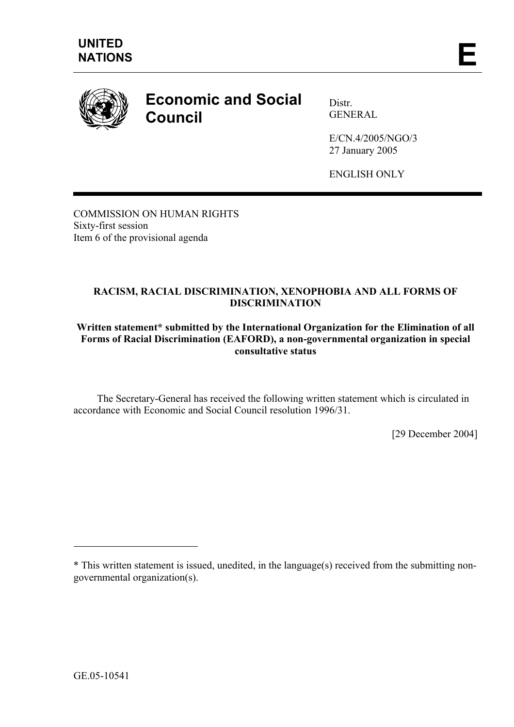**UNITED NATIONS** **E**

# Economic and Social Council

Distr.
GENERAL

E/CN.4/2005/NGO/3
27 January 2005

ENGLISH ONLY

COMMISSION ON HUMAN RIGHTS
Sixty-first session
Item 6 of the provisional agenda

**RACISM, RACIAL DISCRIMINATION, XENOPHOBIA AND ALL FORMS OF DISCRIMINATION**

**Written statement* submitted by the International Organization for the Elimination of all Forms of Racial Discrimination (EAFORD), a non-governmental organization in special consultative status**

The Secretary-General has received the following written statement which is circulated in accordance with Economic and Social Council resolution 1996/31.

[29 December 2004]

---

* This written statement is issued, unedited, in the language(s) received from the submitting non-governmental organization(s).

GE.05-10541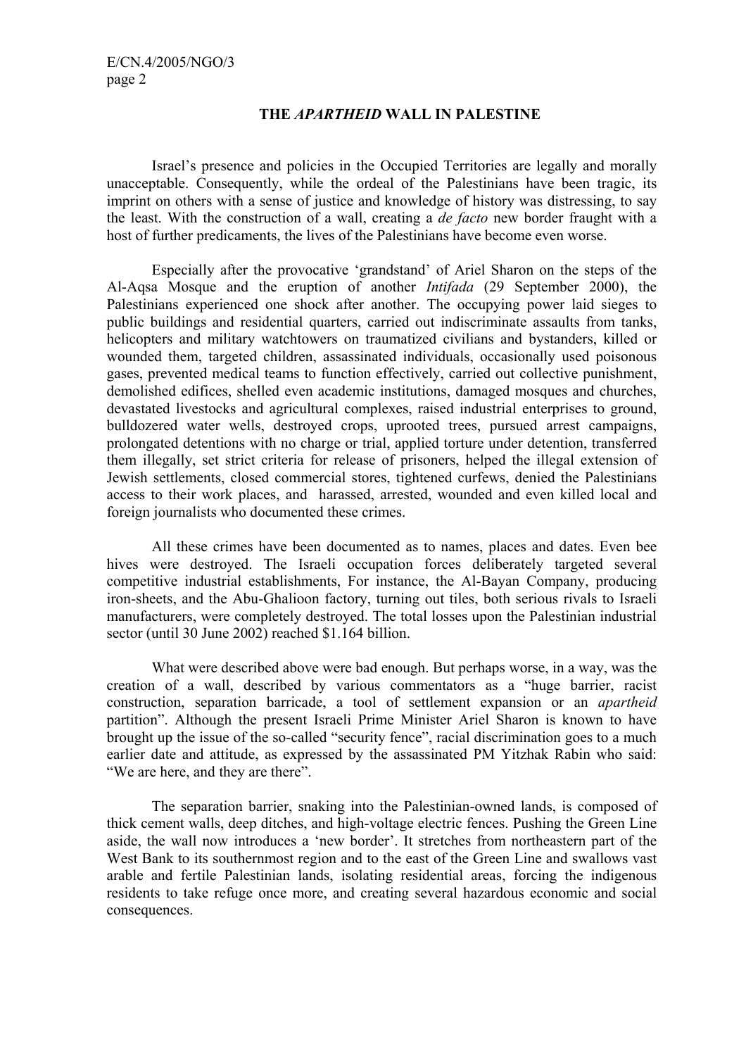## THE *APARTHEID* WALL IN PALESTINE

Israel's presence and policies in the Occupied Territories are legally and morally unacceptable. Consequently, while the ordeal of the Palestinians have been tragic, its imprint on others with a sense of justice and knowledge of history was distressing, to say the least. With the construction of a wall, creating a *de facto* new border fraught with a host of further predicaments, the lives of the Palestinians have become even worse.

Especially after the provocative 'grandstand' of Ariel Sharon on the steps of the Al-Aqsa Mosque and the eruption of another *Intifada* (29 September 2000), the Palestinians experienced one shock after another. The occupying power laid sieges to public buildings and residential quarters, carried out indiscriminate assaults from tanks, helicopters and military watchtowers on traumatized civilians and bystanders, killed or wounded them, targeted children, assassinated individuals, occasionally used poisonous gases, prevented medical teams to function effectively, carried out collective punishment, demolished edifices, shelled even academic institutions, damaged mosques and churches, devastated livestocks and agricultural complexes, raised industrial enterprises to ground, bulldozered water wells, destroyed crops, uprooted trees, pursued arrest campaigns, prolongated detentions with no charge or trial, applied torture under detention, transferred them illegally, set strict criteria for release of prisoners, helped the illegal extension of Jewish settlements, closed commercial stores, tightened curfews, denied the Palestinians access to their work places, and harassed, arrested, wounded and even killed local and foreign journalists who documented these crimes.

All these crimes have been documented as to names, places and dates. Even bee hives were destroyed. The Israeli occupation forces deliberately targeted several competitive industrial establishments, For instance, the Al-Bayan Company, producing iron-sheets, and the Abu-Ghalioon factory, turning out tiles, both serious rivals to Israeli manufacturers, were completely destroyed. The total losses upon the Palestinian industrial sector (until 30 June 2002) reached $1.164 billion.

What were described above were bad enough. But perhaps worse, in a way, was the creation of a wall, described by various commentators as a "huge barrier, racist construction, separation barricade, a tool of settlement expansion or an *apartheid* partition". Although the present Israeli Prime Minister Ariel Sharon is known to have brought up the issue of the so-called "security fence", racial discrimination goes to a much earlier date and attitude, as expressed by the assassinated PM Yitzhak Rabin who said: "We are here, and they are there".

The separation barrier, snaking into the Palestinian-owned lands, is composed of thick cement walls, deep ditches, and high-voltage electric fences. Pushing the Green Line aside, the wall now introduces a 'new border'. It stretches from northeastern part of the West Bank to its southernmost region and to the east of the Green Line and swallows vast arable and fertile Palestinian lands, isolating residential areas, forcing the indigenous residents to take refuge once more, and creating several hazardous economic and social consequences.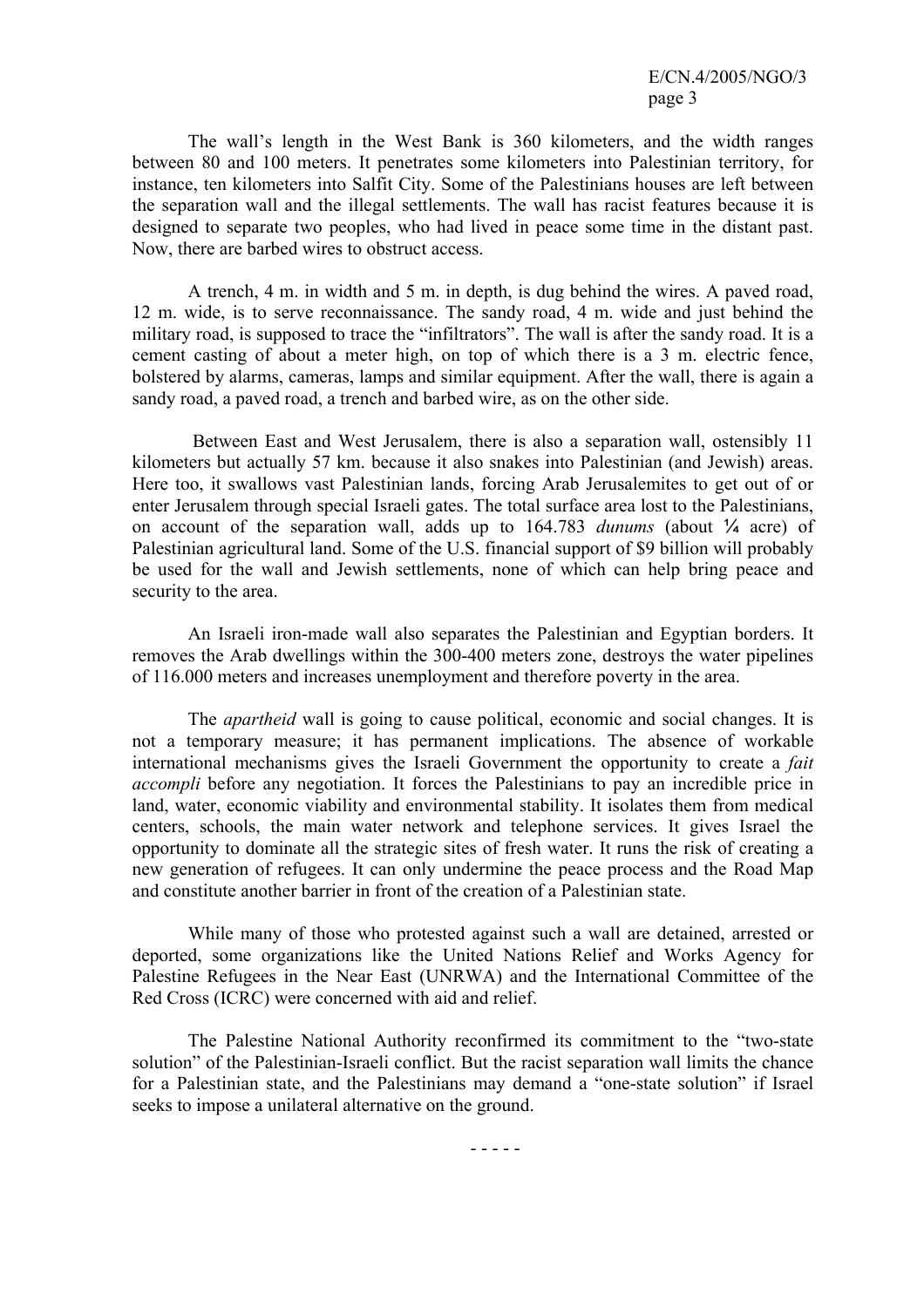The wall's length in the West Bank is 360 kilometers, and the width ranges between 80 and 100 meters. It penetrates some kilometers into Palestinian territory, for instance, ten kilometers into Salfit City. Some of the Palestinians houses are left between the separation wall and the illegal settlements. The wall has racist features because it is designed to separate two peoples, who had lived in peace some time in the distant past. Now, there are barbed wires to obstruct access.

A trench, 4 m. in width and 5 m. in depth, is dug behind the wires. A paved road, 12 m. wide, is to serve reconnaissance. The sandy road, 4 m. wide and just behind the military road, is supposed to trace the "infiltrators". The wall is after the sandy road. It is a cement casting of about a meter high, on top of which there is a 3 m. electric fence, bolstered by alarms, cameras, lamps and similar equipment. After the wall, there is again a sandy road, a paved road, a trench and barbed wire, as on the other side.

Between East and West Jerusalem, there is also a separation wall, ostensibly 11 kilometers but actually 57 km. because it also snakes into Palestinian (and Jewish) areas. Here too, it swallows vast Palestinian lands, forcing Arab Jerusalemites to get out of or enter Jerusalem through special Israeli gates. The total surface area lost to the Palestinians, on account of the separation wall, adds up to 164.783 *dunums* (about ¼ acre) of Palestinian agricultural land. Some of the U.S. financial support of $9 billion will probably be used for the wall and Jewish settlements, none of which can help bring peace and security to the area.

An Israeli iron-made wall also separates the Palestinian and Egyptian borders. It removes the Arab dwellings within the 300-400 meters zone, destroys the water pipelines of 116.000 meters and increases unemployment and therefore poverty in the area.

The *apartheid* wall is going to cause political, economic and social changes. It is not a temporary measure; it has permanent implications. The absence of workable international mechanisms gives the Israeli Government the opportunity to create a *fait accompli* before any negotiation. It forces the Palestinians to pay an incredible price in land, water, economic viability and environmental stability. It isolates them from medical centers, schools, the main water network and telephone services. It gives Israel the opportunity to dominate all the strategic sites of fresh water. It runs the risk of creating a new generation of refugees. It can only undermine the peace process and the Road Map and constitute another barrier in front of the creation of a Palestinian state.

While many of those who protested against such a wall are detained, arrested or deported, some organizations like the United Nations Relief and Works Agency for Palestine Refugees in the Near East (UNRWA) and the International Committee of the Red Cross (ICRC) were concerned with aid and relief.

The Palestine National Authority reconfirmed its commitment to the "two-state solution" of the Palestinian-Israeli conflict. But the racist separation wall limits the chance for a Palestinian state, and the Palestinians may demand a "one-state solution" if Israel seeks to impose a unilateral alternative on the ground.

- - - - -